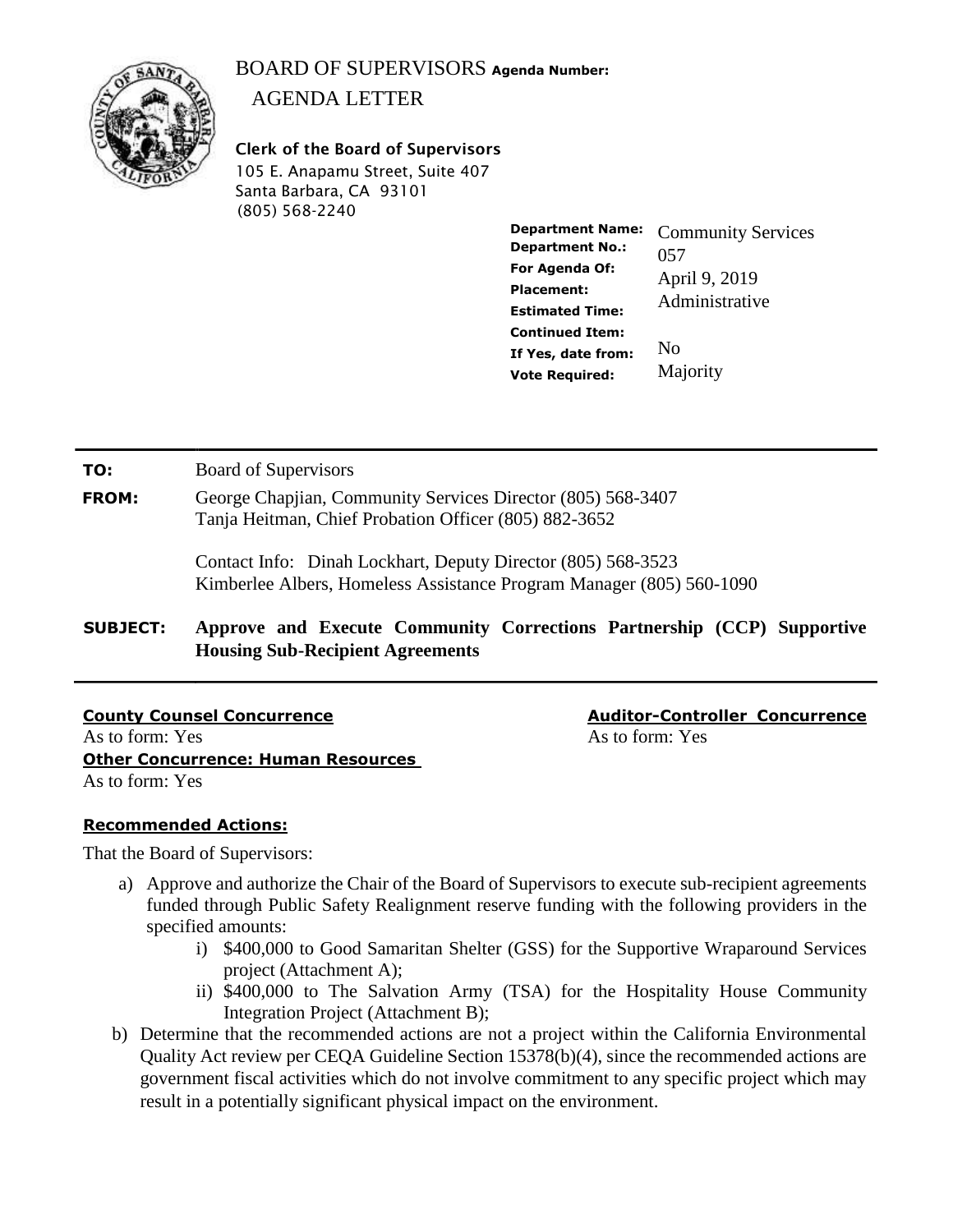# BOARD OF SUPERVISORS **Agenda Number:**

## AGENDA LETTER

**Clerk of the Board of Supervisors**
105 E. Anapamu Street, Suite 407
Santa Barbara, CA 93101
(805) 568-2240

| | |
|---|---|
| **Department Name:** | Community Services |
| **Department No.:** | 057 |
| **For Agenda Of:** | April 9, 2019 |
| **Placement:** | Administrative |
| **Estimated Time:** | |
| **Continued Item:** | No |
| **If Yes, date from:** | |
| **Vote Required:** | Majority |

---

**TO:** Board of Supervisors

**FROM:** George Chapjian, Community Services Director (805) 568-3407
Tanja Heitman, Chief Probation Officer (805) 882-3652

Contact Info: Dinah Lockhart, Deputy Director (805) 568-3523
Kimberlee Albers, Homeless Assistance Program Manager (805) 560-1090

**SUBJECT: Approve and Execute Community Corrections Partnership (CCP) Supportive Housing Sub-Recipient Agreements**

---

**County Counsel Concurrence**
As to form: Yes

**Auditor-Controller Concurrence**
As to form: Yes

**Other Concurrence: Human Resources**
As to form: Yes

**Recommended Actions:**

That the Board of Supervisors:

a) Approve and authorize the Chair of the Board of Supervisors to execute sub-recipient agreements funded through Public Safety Realignment reserve funding with the following providers in the specified amounts:
   i) $400,000 to Good Samaritan Shelter (GSS) for the Supportive Wraparound Services project (Attachment A);
   ii) $400,000 to The Salvation Army (TSA) for the Hospitality House Community Integration Project (Attachment B);

b) Determine that the recommended actions are not a project within the California Environmental Quality Act review per CEQA Guideline Section 15378(b)(4), since the recommended actions are government fiscal activities which do not involve commitment to any specific project which may result in a potentially significant physical impact on the environment.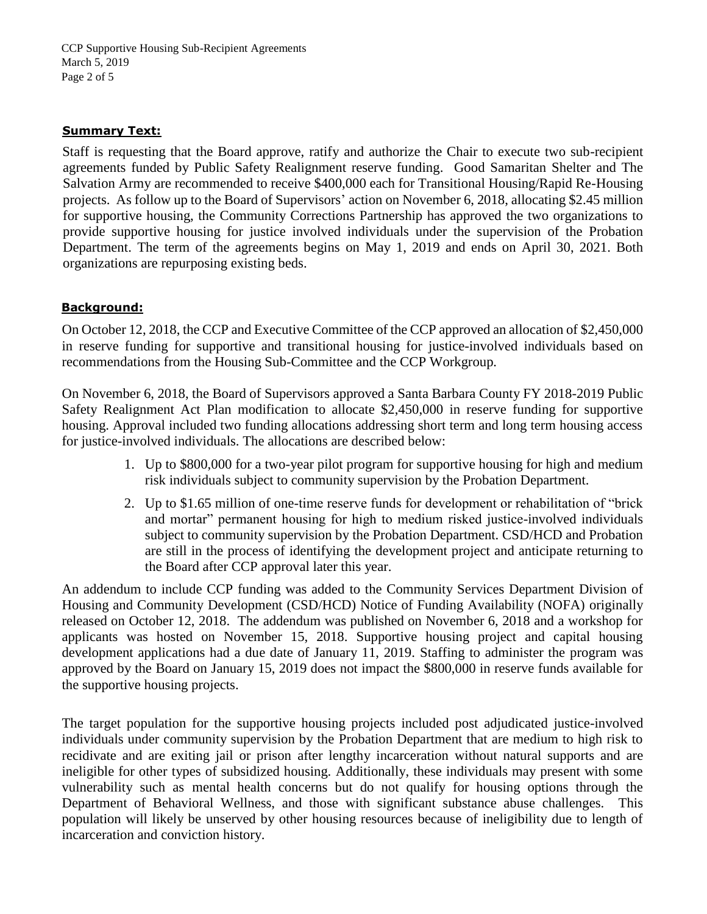**Summary Text:**

Staff is requesting that the Board approve, ratify and authorize the Chair to execute two sub-recipient agreements funded by Public Safety Realignment reserve funding. Good Samaritan Shelter and The Salvation Army are recommended to receive $400,000 each for Transitional Housing/Rapid Re-Housing projects. As follow up to the Board of Supervisors' action on November 6, 2018, allocating $2.45 million for supportive housing, the Community Corrections Partnership has approved the two organizations to provide supportive housing for justice involved individuals under the supervision of the Probation Department. The term of the agreements begins on May 1, 2019 and ends on April 30, 2021. Both organizations are repurposing existing beds.

**Background:**

On October 12, 2018, the CCP and Executive Committee of the CCP approved an allocation of $2,450,000 in reserve funding for supportive and transitional housing for justice-involved individuals based on recommendations from the Housing Sub-Committee and the CCP Workgroup.

On November 6, 2018, the Board of Supervisors approved a Santa Barbara County FY 2018-2019 Public Safety Realignment Act Plan modification to allocate $2,450,000 in reserve funding for supportive housing. Approval included two funding allocations addressing short term and long term housing access for justice-involved individuals. The allocations are described below:

1. Up to $800,000 for a two-year pilot program for supportive housing for high and medium risk individuals subject to community supervision by the Probation Department.
2. Up to $1.65 million of one-time reserve funds for development or rehabilitation of "brick and mortar" permanent housing for high to medium risked justice-involved individuals subject to community supervision by the Probation Department. CSD/HCD and Probation are still in the process of identifying the development project and anticipate returning to the Board after CCP approval later this year.

An addendum to include CCP funding was added to the Community Services Department Division of Housing and Community Development (CSD/HCD) Notice of Funding Availability (NOFA) originally released on October 12, 2018. The addendum was published on November 6, 2018 and a workshop for applicants was hosted on November 15, 2018. Supportive housing project and capital housing development applications had a due date of January 11, 2019. Staffing to administer the program was approved by the Board on January 15, 2019 does not impact the $800,000 in reserve funds available for the supportive housing projects.

The target population for the supportive housing projects included post adjudicated justice-involved individuals under community supervision by the Probation Department that are medium to high risk to recidivate and are exiting jail or prison after lengthy incarceration without natural supports and are ineligible for other types of subsidized housing. Additionally, these individuals may present with some vulnerability such as mental health concerns but do not qualify for housing options through the Department of Behavioral Wellness, and those with significant substance abuse challenges. This population will likely be unserved by other housing resources because of ineligibility due to length of incarceration and conviction history.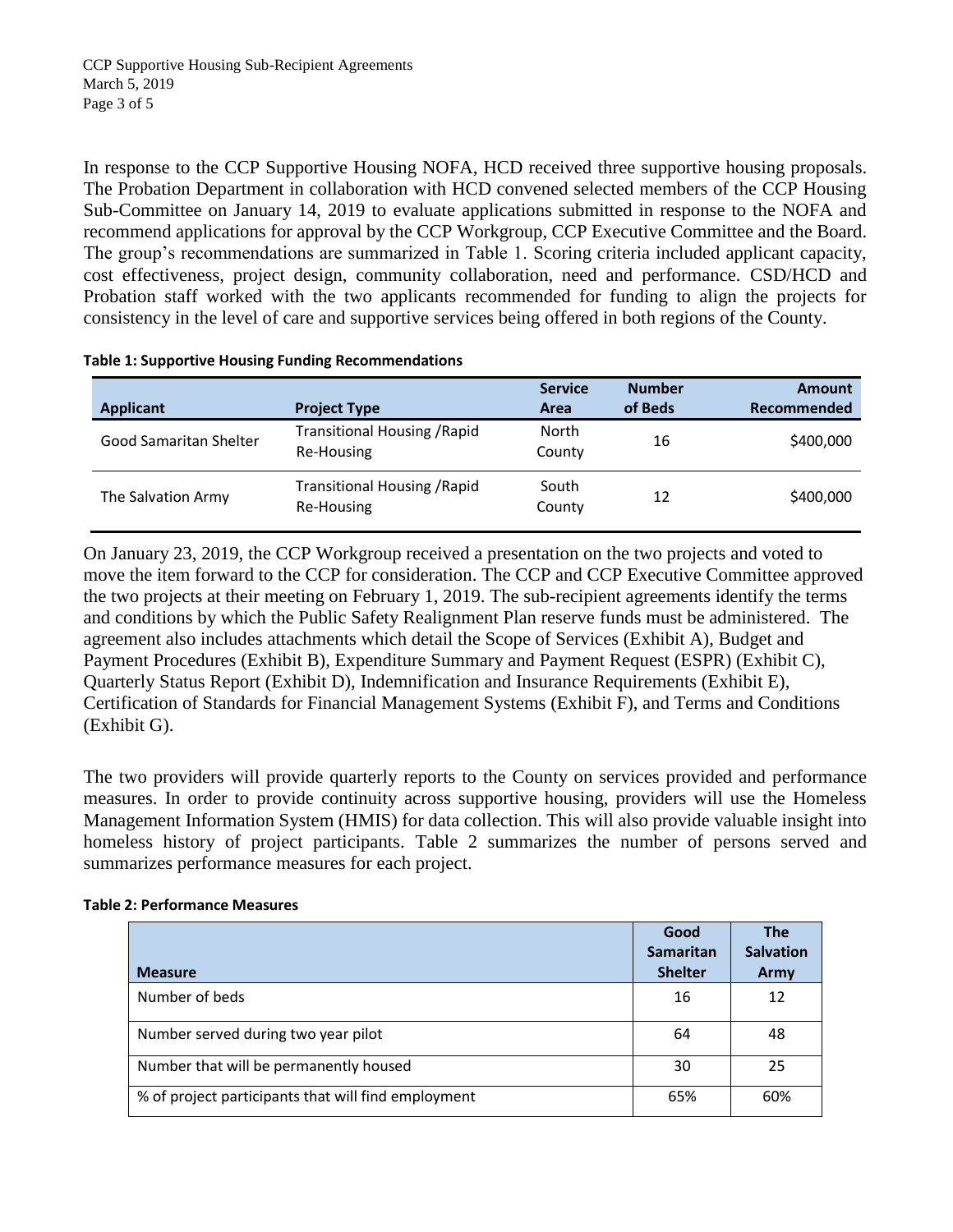In response to the CCP Supportive Housing NOFA, HCD received three supportive housing proposals. The Probation Department in collaboration with HCD convened selected members of the CCP Housing Sub-Committee on January 14, 2019 to evaluate applications submitted in response to the NOFA and recommend applications for approval by the CCP Workgroup, CCP Executive Committee and the Board. The group's recommendations are summarized in Table 1. Scoring criteria included applicant capacity, cost effectiveness, project design, community collaboration, need and performance. CSD/HCD and Probation staff worked with the two applicants recommended for funding to align the projects for consistency in the level of care and supportive services being offered in both regions of the County.

**Table 1: Supportive Housing Funding Recommendations**

| Applicant | Project Type | Service Area | Number of Beds | Amount Recommended |
|---|---|---|---|---|
| Good Samaritan Shelter | Transitional Housing /Rapid Re-Housing | North County | 16 | $400,000 |
| The Salvation Army | Transitional Housing /Rapid Re-Housing | South County | 12 | $400,000 |

On January 23, 2019, the CCP Workgroup received a presentation on the two projects and voted to move the item forward to the CCP for consideration. The CCP and CCP Executive Committee approved the two projects at their meeting on February 1, 2019. The sub-recipient agreements identify the terms and conditions by which the Public Safety Realignment Plan reserve funds must be administered. The agreement also includes attachments which detail the Scope of Services (Exhibit A), Budget and Payment Procedures (Exhibit B), Expenditure Summary and Payment Request (ESPR) (Exhibit C), Quarterly Status Report (Exhibit D), Indemnification and Insurance Requirements (Exhibit E), Certification of Standards for Financial Management Systems (Exhibit F), and Terms and Conditions (Exhibit G).

The two providers will provide quarterly reports to the County on services provided and performance measures. In order to provide continuity across supportive housing, providers will use the Homeless Management Information System (HMIS) for data collection. This will also provide valuable insight into homeless history of project participants. Table 2 summarizes the number of persons served and summarizes performance measures for each project.

**Table 2: Performance Measures**

| Measure | Good Samaritan Shelter | The Salvation Army |
|---|---|---|
| Number of beds | 16 | 12 |
| Number served during two year pilot | 64 | 48 |
| Number that will be permanently housed | 30 | 25 |
| % of project participants that will find employment | 65% | 60% |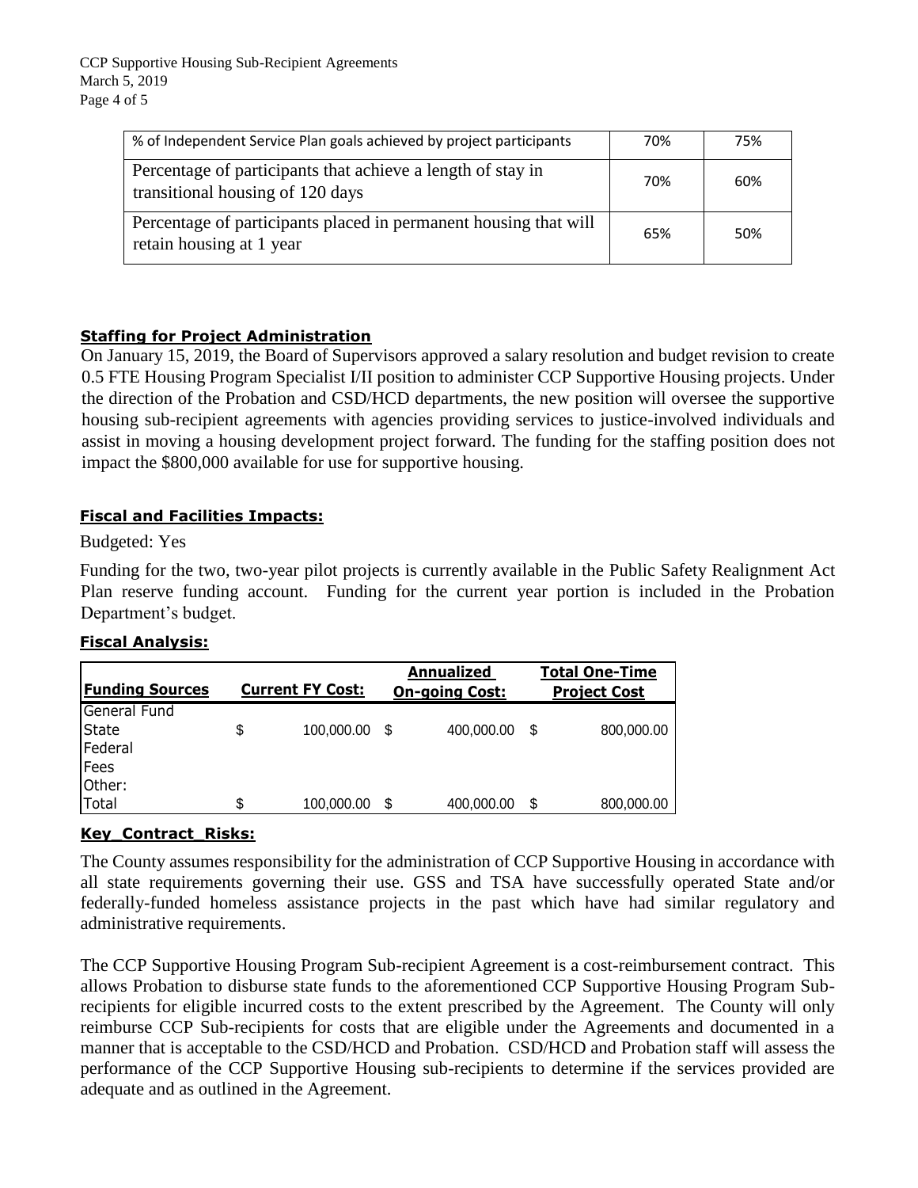| % of Independent Service Plan goals achieved by project participants | 70% | 75% |
|---|---|---|
| Percentage of participants that achieve a length of stay in transitional housing of 120 days | 70% | 60% |
| Percentage of participants placed in permanent housing that will retain housing at 1 year | 65% | 50% |

## Staffing for Project Administration

On January 15, 2019, the Board of Supervisors approved a salary resolution and budget revision to create 0.5 FTE Housing Program Specialist I/II position to administer CCP Supportive Housing projects. Under the direction of the Probation and CSD/HCD departments, the new position will oversee the supportive housing sub-recipient agreements with agencies providing services to justice-involved individuals and assist in moving a housing development project forward. The funding for the staffing position does not impact the $800,000 available for use for supportive housing.

## Fiscal and Facilities Impacts:

Budgeted: Yes

Funding for the two, two-year pilot projects is currently available in the Public Safety Realignment Act Plan reserve funding account. Funding for the current year portion is included in the Probation Department's budget.

## Fiscal Analysis:

| Funding Sources | Current FY Cost: | Annualized On-going Cost: | Total One-Time Project Cost |
|---|---|---|---|
| General Fund | | | |
| State | $ 100,000.00 | $ 400,000.00 | $ 800,000.00 |
| Federal | | | |
| Fees | | | |
| Other: | | | |
| Total | $ 100,000.00 | $ 400,000.00 | $ 800,000.00 |

## Key_Contract_Risks:

The County assumes responsibility for the administration of CCP Supportive Housing in accordance with all state requirements governing their use. GSS and TSA have successfully operated State and/or federally-funded homeless assistance projects in the past which have had similar regulatory and administrative requirements.

The CCP Supportive Housing Program Sub-recipient Agreement is a cost-reimbursement contract. This allows Probation to disburse state funds to the aforementioned CCP Supportive Housing Program Sub-recipients for eligible incurred costs to the extent prescribed by the Agreement. The County will only reimburse CCP Sub-recipients for costs that are eligible under the Agreements and documented in a manner that is acceptable to the CSD/HCD and Probation. CSD/HCD and Probation staff will assess the performance of the CCP Supportive Housing sub-recipients to determine if the services provided are adequate and as outlined in the Agreement.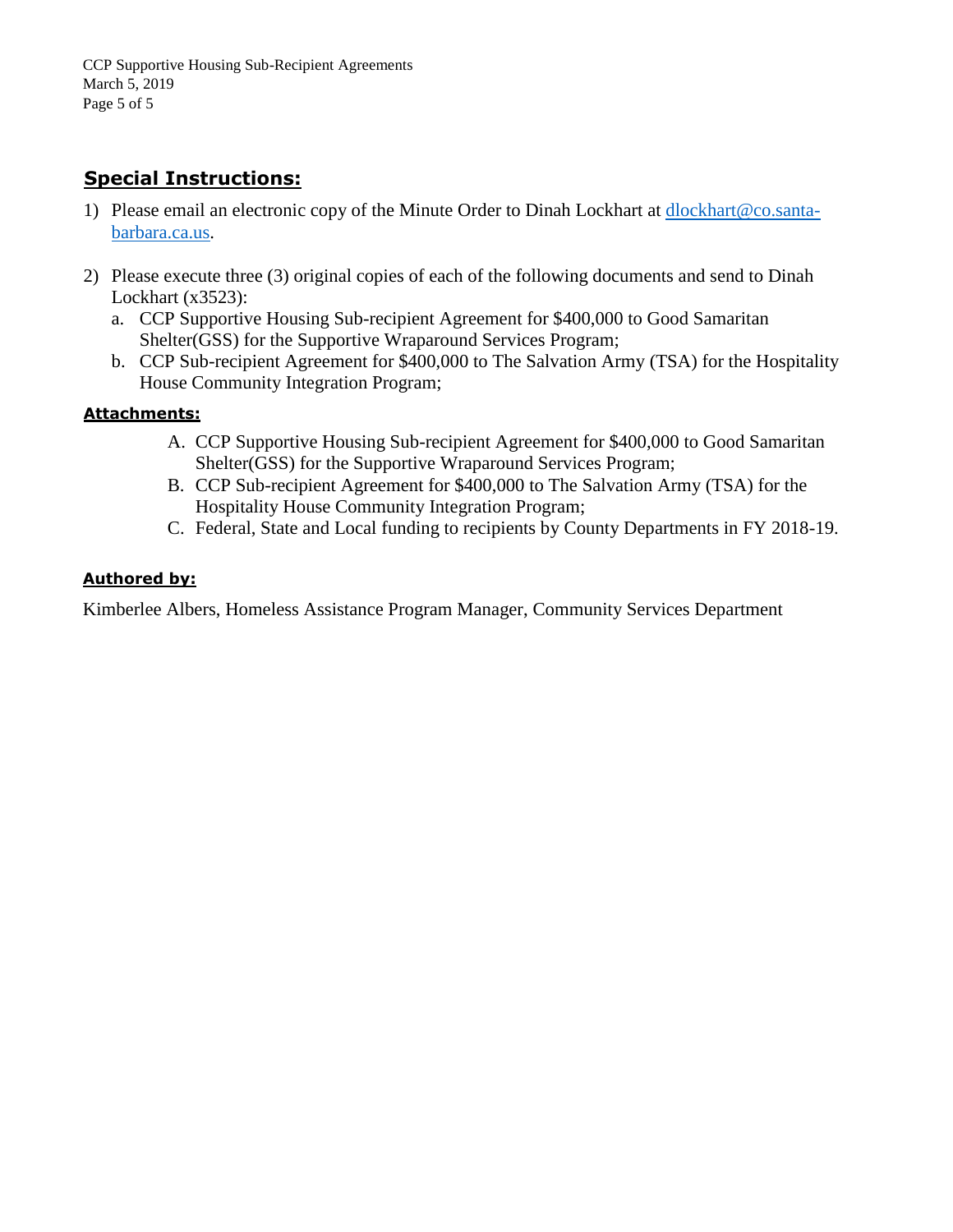## **Special Instructions:**

1) Please email an electronic copy of the Minute Order to Dinah Lockhart at dlockhart@co.santa-barbara.ca.us.

2) Please execute three (3) original copies of each of the following documents and send to Dinah Lockhart (x3523):
   a. CCP Supportive Housing Sub-recipient Agreement for $400,000 to Good Samaritan Shelter(GSS) for the Supportive Wraparound Services Program;
   b. CCP Sub-recipient Agreement for $400,000 to The Salvation Army (TSA) for the Hospitality House Community Integration Program;

### **Attachments:**

A. CCP Supportive Housing Sub-recipient Agreement for $400,000 to Good Samaritan Shelter(GSS) for the Supportive Wraparound Services Program;
B. CCP Sub-recipient Agreement for $400,000 to The Salvation Army (TSA) for the Hospitality House Community Integration Program;
C. Federal, State and Local funding to recipients by County Departments in FY 2018-19.

### **Authored by:**

Kimberlee Albers, Homeless Assistance Program Manager, Community Services Department